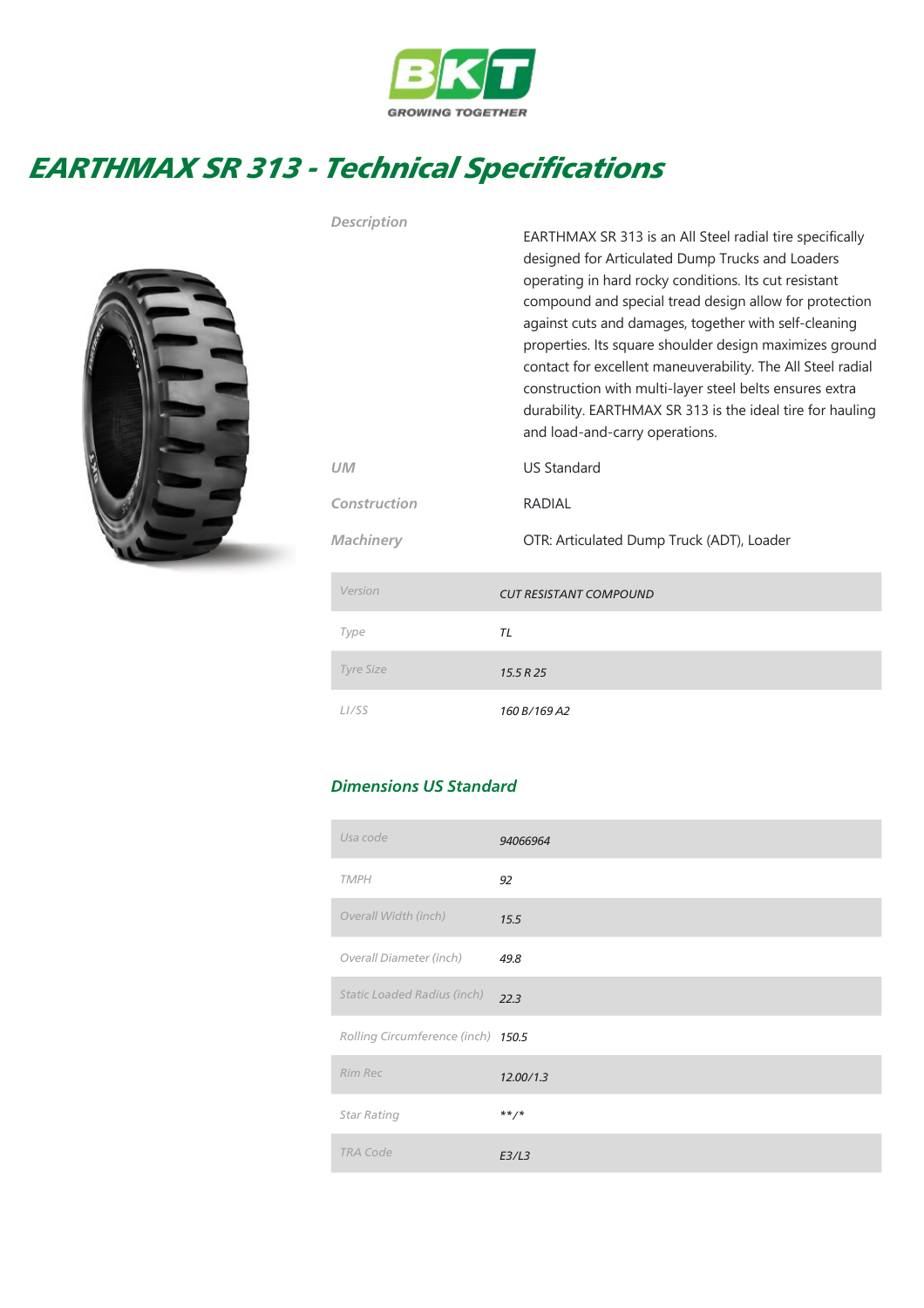# EARTHMAX SR 313 - Technical Specifications

| | |
|---|---|
| *Description* | EARTHMAX SR 313 is an All Steel radial tire specifically designed for Articulated Dump Trucks and Loaders operating in hard rocky conditions. Its cut resistant compound and special tread design allow for protection against cuts and damages, together with self-cleaning properties. Its square shoulder design maximizes ground contact for excellent maneuverability. The All Steel radial construction with multi-layer steel belts ensures extra durability. EARTHMAX SR 313 is the ideal tire for hauling and load-and-carry operations. |
| *UM* | US Standard |
| *Construction* | RADIAL |
| *Machinery* | OTR: Articulated Dump Truck (ADT), Loader |

| | |
|---|---|
| *Version* | *CUT RESISTANT COMPOUND* |
| *Type* | *TL* |
| *Tyre Size* | *15.5 R 25* |
| *LI/SS* | *160 B/169 A2* |

## *Dimensions US Standard*

| | |
|---|---|
| *Usa code* | *94066964* |
| *TMPH* | *92* |
| *Overall Width (inch)* | *15.5* |
| *Overall Diameter (inch)* | *49.8* |
| *Static Loaded Radius (inch)* | *22.3* |
| *Rolling Circumference (inch)* | *150.5* |
| *Rim Rec* | *12.00/1.3* |
| *Star Rating* | *\*\*/\** |
| *TRA Code* | *E3/L3* |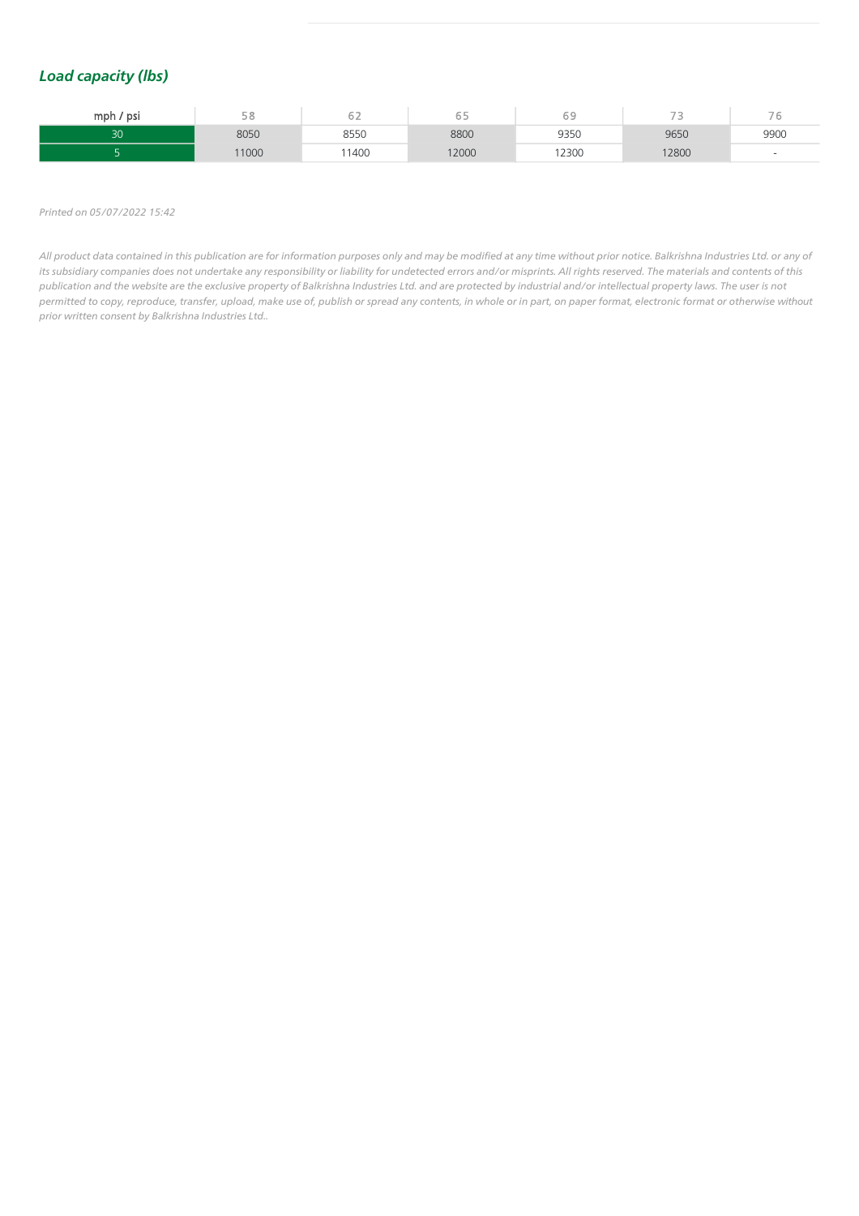## *Load capacity (lbs)*

| mph / psi | 58 | 62 | 65 | 69 | 73 | 76 |
|---|---|---|---|---|---|---|
| 30 | 8050 | 8550 | 8800 | 9350 | 9650 | 9900 |
| 5 | 11000 | 11400 | 12000 | 12300 | 12800 | - |

*Printed on 05/07/2022 15:42*

*All product data contained in this publication are for information purposes only and may be modified at any time without prior notice. Balkrishna Industries Ltd. or any of its subsidiary companies does not undertake any responsibility or liability for undetected errors and/or misprints. All rights reserved. The materials and contents of this publication and the website are the exclusive property of Balkrishna Industries Ltd. and are protected by industrial and/or intellectual property laws. The user is not permitted to copy, reproduce, transfer, upload, make use of, publish or spread any contents, in whole or in part, on paper format, electronic format or otherwise without prior written consent by Balkrishna Industries Ltd..*